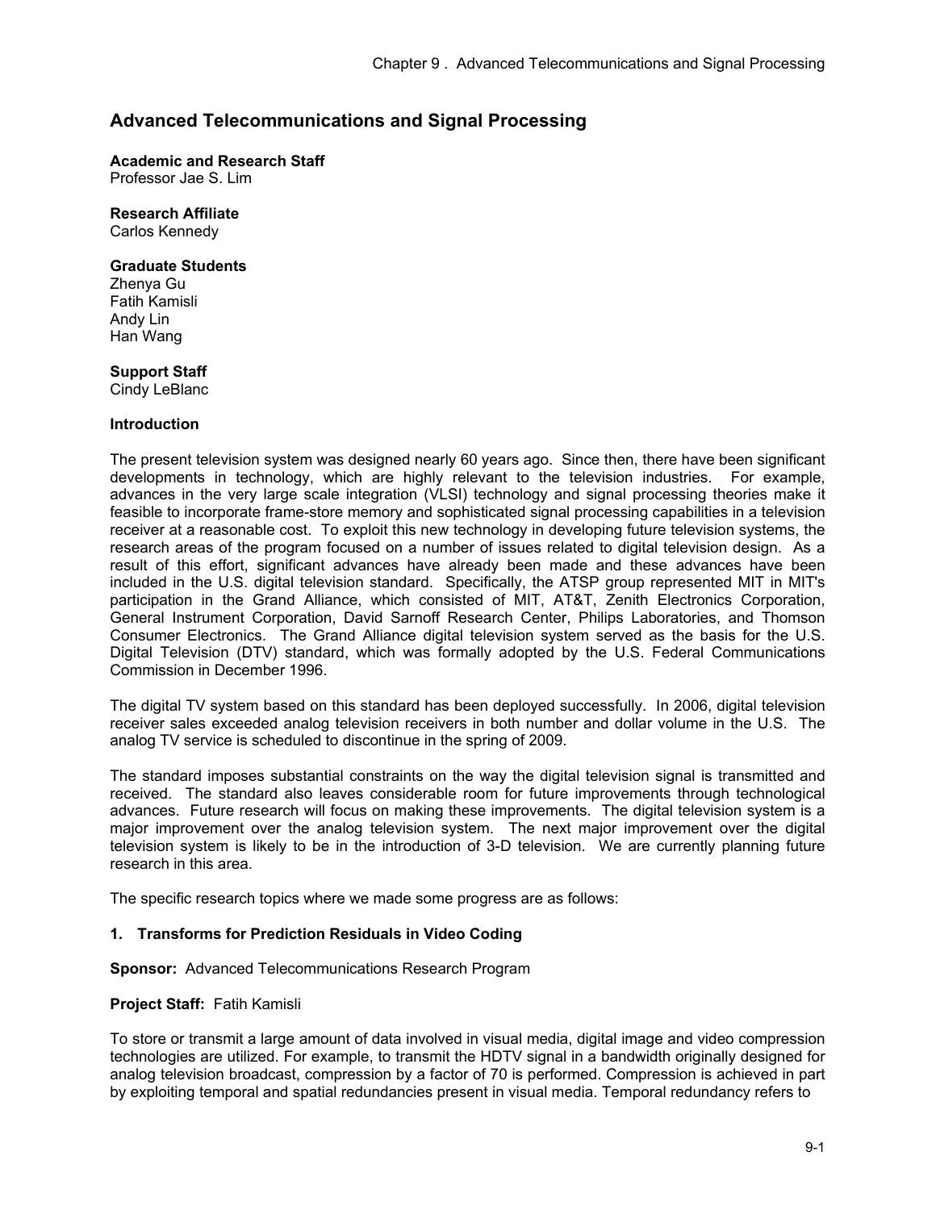# Advanced Telecommunications and Signal Processing

**Academic and Research Staff**
Professor Jae S. Lim

**Research Affiliate**
Carlos Kennedy

**Graduate Students**
Zhenya Gu
Fatih Kamisli
Andy Lin
Han Wang

**Support Staff**
Cindy LeBlanc

**Introduction**

The present television system was designed nearly 60 years ago. Since then, there have been significant developments in technology, which are highly relevant to the television industries. For example, advances in the very large scale integration (VLSI) technology and signal processing theories make it feasible to incorporate frame-store memory and sophisticated signal processing capabilities in a television receiver at a reasonable cost. To exploit this new technology in developing future television systems, the research areas of the program focused on a number of issues related to digital television design. As a result of this effort, significant advances have already been made and these advances have been included in the U.S. digital television standard. Specifically, the ATSP group represented MIT in MIT's participation in the Grand Alliance, which consisted of MIT, AT&T, Zenith Electronics Corporation, General Instrument Corporation, David Sarnoff Research Center, Philips Laboratories, and Thomson Consumer Electronics. The Grand Alliance digital television system served as the basis for the U.S. Digital Television (DTV) standard, which was formally adopted by the U.S. Federal Communications Commission in December 1996.

The digital TV system based on this standard has been deployed successfully. In 2006, digital television receiver sales exceeded analog television receivers in both number and dollar volume in the U.S. The analog TV service is scheduled to discontinue in the spring of 2009.

The standard imposes substantial constraints on the way the digital television signal is transmitted and received. The standard also leaves considerable room for future improvements through technological advances. Future research will focus on making these improvements. The digital television system is a major improvement over the analog television system. The next major improvement over the digital television system is likely to be in the introduction of 3-D television. We are currently planning future research in this area.

The specific research topics where we made some progress are as follows:

**1. Transforms for Prediction Residuals in Video Coding**

**Sponsor:** Advanced Telecommunications Research Program

**Project Staff:** Fatih Kamisli

To store or transmit a large amount of data involved in visual media, digital image and video compression technologies are utilized. For example, to transmit the HDTV signal in a bandwidth originally designed for analog television broadcast, compression by a factor of 70 is performed. Compression is achieved in part by exploiting temporal and spatial redundancies present in visual media. Temporal redundancy refers to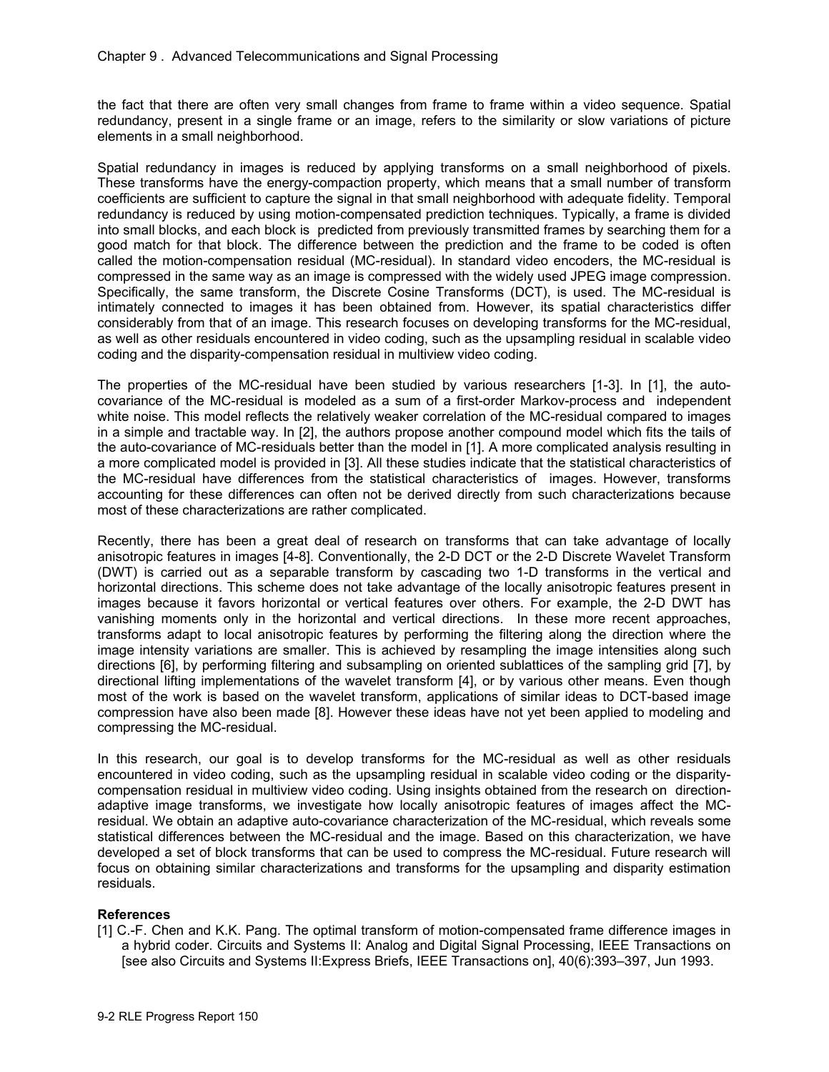the fact that there are often very small changes from frame to frame within a video sequence. Spatial redundancy, present in a single frame or an image, refers to the similarity or slow variations of picture elements in a small neighborhood.

Spatial redundancy in images is reduced by applying transforms on a small neighborhood of pixels. These transforms have the energy-compaction property, which means that a small number of transform coefficients are sufficient to capture the signal in that small neighborhood with adequate fidelity. Temporal redundancy is reduced by using motion-compensated prediction techniques. Typically, a frame is divided into small blocks, and each block is predicted from previously transmitted frames by searching them for a good match for that block. The difference between the prediction and the frame to be coded is often called the motion-compensation residual (MC-residual). In standard video encoders, the MC-residual is compressed in the same way as an image is compressed with the widely used JPEG image compression. Specifically, the same transform, the Discrete Cosine Transforms (DCT), is used. The MC-residual is intimately connected to images it has been obtained from. However, its spatial characteristics differ considerably from that of an image. This research focuses on developing transforms for the MC-residual, as well as other residuals encountered in video coding, such as the upsampling residual in scalable video coding and the disparity-compensation residual in multiview video coding.

The properties of the MC-residual have been studied by various researchers [1-3]. In [1], the auto-covariance of the MC-residual is modeled as a sum of a first-order Markov-process and independent white noise. This model reflects the relatively weaker correlation of the MC-residual compared to images in a simple and tractable way. In [2], the authors propose another compound model which fits the tails of the auto-covariance of MC-residuals better than the model in [1]. A more complicated analysis resulting in a more complicated model is provided in [3]. All these studies indicate that the statistical characteristics of the MC-residual have differences from the statistical characteristics of images. However, transforms accounting for these differences can often not be derived directly from such characterizations because most of these characterizations are rather complicated.

Recently, there has been a great deal of research on transforms that can take advantage of locally anisotropic features in images [4-8]. Conventionally, the 2-D DCT or the 2-D Discrete Wavelet Transform (DWT) is carried out as a separable transform by cascading two 1-D transforms in the vertical and horizontal directions. This scheme does not take advantage of the locally anisotropic features present in images because it favors horizontal or vertical features over others. For example, the 2-D DWT has vanishing moments only in the horizontal and vertical directions. In these more recent approaches, transforms adapt to local anisotropic features by performing the filtering along the direction where the image intensity variations are smaller. This is achieved by resampling the image intensities along such directions [6], by performing filtering and subsampling on oriented sublattices of the sampling grid [7], by directional lifting implementations of the wavelet transform [4], or by various other means. Even though most of the work is based on the wavelet transform, applications of similar ideas to DCT-based image compression have also been made [8]. However these ideas have not yet been applied to modeling and compressing the MC-residual.

In this research, our goal is to develop transforms for the MC-residual as well as other residuals encountered in video coding, such as the upsampling residual in scalable video coding or the disparity-compensation residual in multiview video coding. Using insights obtained from the research on direction-adaptive image transforms, we investigate how locally anisotropic features of images affect the MC-residual. We obtain an adaptive auto-covariance characterization of the MC-residual, which reveals some statistical differences between the MC-residual and the image. Based on this characterization, we have developed a set of block transforms that can be used to compress the MC-residual. Future research will focus on obtaining similar characterizations and transforms for the upsampling and disparity estimation residuals.

**References**

[1] C.-F. Chen and K.K. Pang. The optimal transform of motion-compensated frame difference images in a hybrid coder. Circuits and Systems II: Analog and Digital Signal Processing, IEEE Transactions on [see also Circuits and Systems II:Express Briefs, IEEE Transactions on], 40(6):393–397, Jun 1993.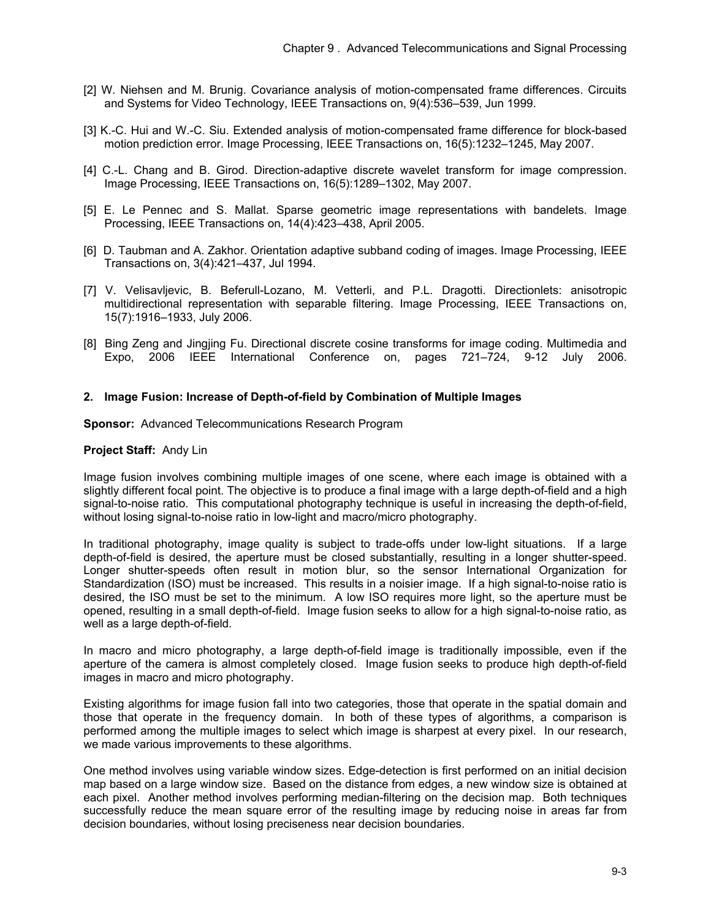[2] W. Niehsen and M. Brunig. Covariance analysis of motion-compensated frame differences. Circuits and Systems for Video Technology, IEEE Transactions on, 9(4):536–539, Jun 1999.

[3] K.-C. Hui and W.-C. Siu. Extended analysis of motion-compensated frame difference for block-based motion prediction error. Image Processing, IEEE Transactions on, 16(5):1232–1245, May 2007.

[4] C.-L. Chang and B. Girod. Direction-adaptive discrete wavelet transform for image compression. Image Processing, IEEE Transactions on, 16(5):1289–1302, May 2007.

[5] E. Le Pennec and S. Mallat. Sparse geometric image representations with bandelets. Image Processing, IEEE Transactions on, 14(4):423–438, April 2005.

[6] D. Taubman and A. Zakhor. Orientation adaptive subband coding of images. Image Processing, IEEE Transactions on, 3(4):421–437, Jul 1994.

[7] V. Velisavljevic, B. Beferull-Lozano, M. Vetterli, and P.L. Dragotti. Directionlets: anisotropic multidirectional representation with separable filtering. Image Processing, IEEE Transactions on, 15(7):1916–1933, July 2006.

[8] Bing Zeng and Jingjing Fu. Directional discrete cosine transforms for image coding. Multimedia and Expo, 2006 IEEE International Conference on, pages 721–724, 9-12 July 2006.

## 2. Image Fusion: Increase of Depth-of-field by Combination of Multiple Images

**Sponsor:** Advanced Telecommunications Research Program

**Project Staff:** Andy Lin

Image fusion involves combining multiple images of one scene, where each image is obtained with a slightly different focal point. The objective is to produce a final image with a large depth-of-field and a high signal-to-noise ratio. This computational photography technique is useful in increasing the depth-of-field, without losing signal-to-noise ratio in low-light and macro/micro photography.

In traditional photography, image quality is subject to trade-offs under low-light situations. If a large depth-of-field is desired, the aperture must be closed substantially, resulting in a longer shutter-speed. Longer shutter-speeds often result in motion blur, so the sensor International Organization for Standardization (ISO) must be increased. This results in a noisier image. If a high signal-to-noise ratio is desired, the ISO must be set to the minimum. A low ISO requires more light, so the aperture must be opened, resulting in a small depth-of-field. Image fusion seeks to allow for a high signal-to-noise ratio, as well as a large depth-of-field.

In macro and micro photography, a large depth-of-field image is traditionally impossible, even if the aperture of the camera is almost completely closed. Image fusion seeks to produce high depth-of-field images in macro and micro photography.

Existing algorithms for image fusion fall into two categories, those that operate in the spatial domain and those that operate in the frequency domain. In both of these types of algorithms, a comparison is performed among the multiple images to select which image is sharpest at every pixel. In our research, we made various improvements to these algorithms.

One method involves using variable window sizes. Edge-detection is first performed on an initial decision map based on a large window size. Based on the distance from edges, a new window size is obtained at each pixel. Another method involves performing median-filtering on the decision map. Both techniques successfully reduce the mean square error of the resulting image by reducing noise in areas far from decision boundaries, without losing preciseness near decision boundaries.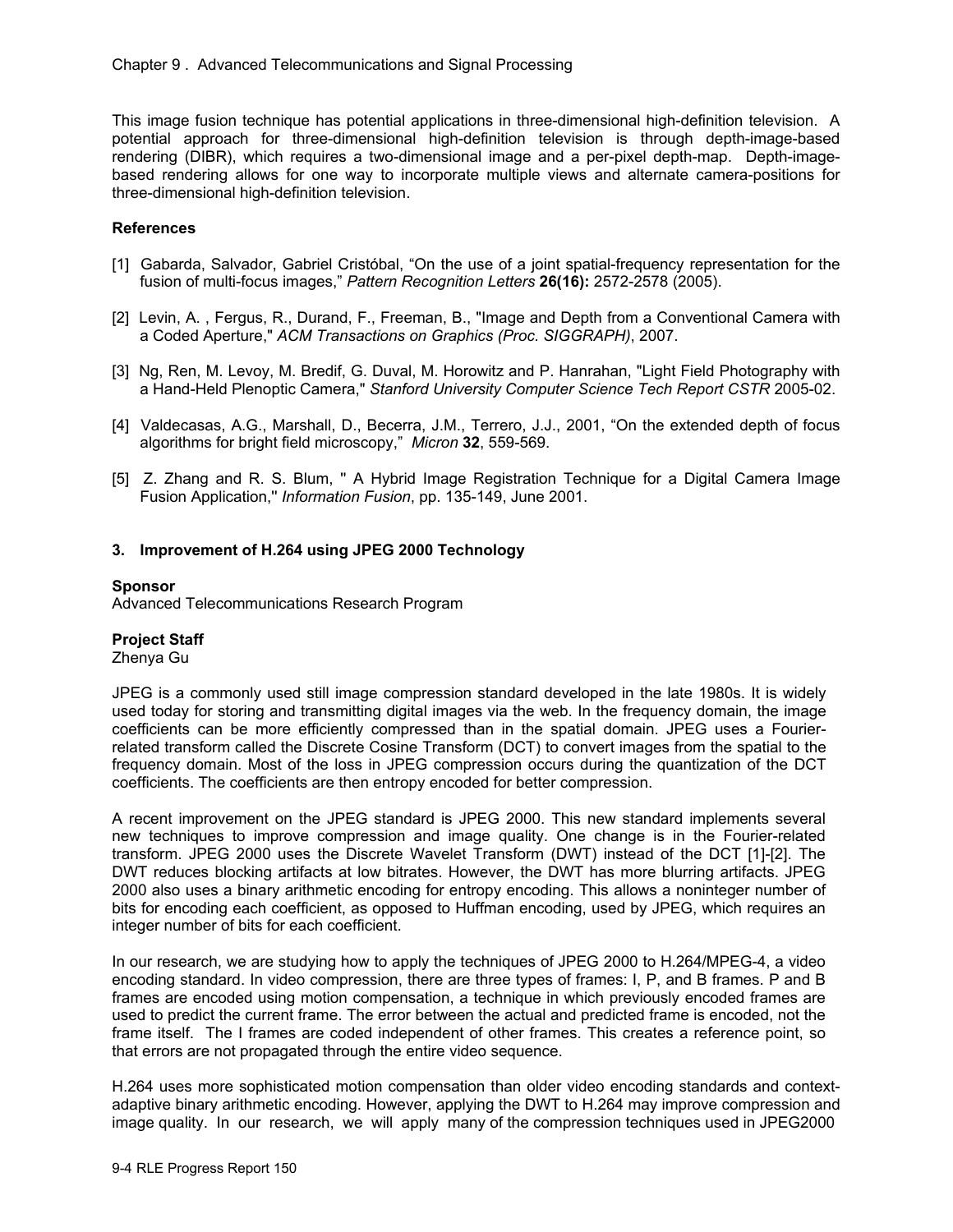This image fusion technique has potential applications in three-dimensional high-definition television. A potential approach for three-dimensional high-definition television is through depth-image-based rendering (DIBR), which requires a two-dimensional image and a per-pixel depth-map. Depth-image-based rendering allows for one way to incorporate multiple views and alternate camera-positions for three-dimensional high-definition television.

### References

[1] Gabarda, Salvador, Gabriel Cristóbal, "On the use of a joint spatial-frequency representation for the fusion of multi-focus images," *Pattern Recognition Letters* **26(16):** 2572-2578 (2005).

[2] Levin, A. , Fergus, R., Durand, F., Freeman, B., "Image and Depth from a Conventional Camera with a Coded Aperture," *ACM Transactions on Graphics (Proc. SIGGRAPH)*, 2007.

[3] Ng, Ren, M. Levoy, M. Bredif, G. Duval, M. Horowitz and P. Hanrahan, "Light Field Photography with a Hand-Held Plenoptic Camera," *Stanford University Computer Science Tech Report CSTR* 2005-02.

[4] Valdecasas, A.G., Marshall, D., Becerra, J.M., Terrero, J.J., 2001, "On the extended depth of focus algorithms for bright field microscopy," *Micron* **32**, 559-569.

[5] Z. Zhang and R. S. Blum, " A Hybrid Image Registration Technique for a Digital Camera Image Fusion Application," *Information Fusion*, pp. 135-149, June 2001.

## 3. Improvement of H.264 using JPEG 2000 Technology

**Sponsor**
Advanced Telecommunications Research Program

**Project Staff**
Zhenya Gu

JPEG is a commonly used still image compression standard developed in the late 1980s. It is widely used today for storing and transmitting digital images via the web. In the frequency domain, the image coefficients can be more efficiently compressed than in the spatial domain. JPEG uses a Fourier-related transform called the Discrete Cosine Transform (DCT) to convert images from the spatial to the frequency domain. Most of the loss in JPEG compression occurs during the quantization of the DCT coefficients. The coefficients are then entropy encoded for better compression.

A recent improvement on the JPEG standard is JPEG 2000. This new standard implements several new techniques to improve compression and image quality. One change is in the Fourier-related transform. JPEG 2000 uses the Discrete Wavelet Transform (DWT) instead of the DCT [1]-[2]. The DWT reduces blocking artifacts at low bitrates. However, the DWT has more blurring artifacts. JPEG 2000 also uses a binary arithmetic encoding for entropy encoding. This allows a noninteger number of bits for encoding each coefficient, as opposed to Huffman encoding, used by JPEG, which requires an integer number of bits for each coefficient.

In our research, we are studying how to apply the techniques of JPEG 2000 to H.264/MPEG-4, a video encoding standard. In video compression, there are three types of frames: I, P, and B frames. P and B frames are encoded using motion compensation, a technique in which previously encoded frames are used to predict the current frame. The error between the actual and predicted frame is encoded, not the frame itself. The I frames are coded independent of other frames. This creates a reference point, so that errors are not propagated through the entire video sequence.

H.264 uses more sophisticated motion compensation than older video encoding standards and context-adaptive binary arithmetic encoding. However, applying the DWT to H.264 may improve compression and image quality. In our research, we will apply many of the compression techniques used in JPEG2000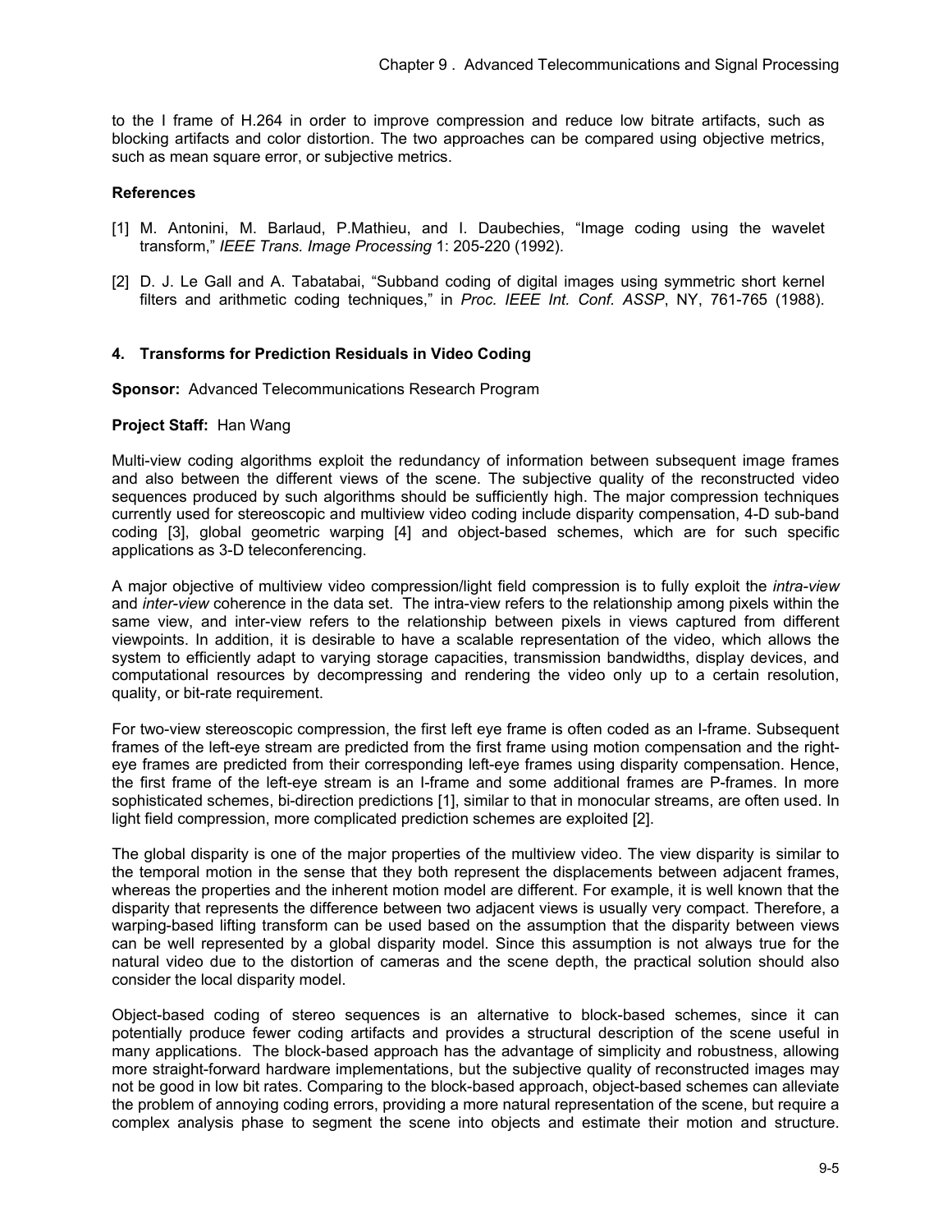to the I frame of H.264 in order to improve compression and reduce low bitrate artifacts, such as blocking artifacts and color distortion. The two approaches can be compared using objective metrics, such as mean square error, or subjective metrics.

**References**

[1] M. Antonini, M. Barlaud, P.Mathieu, and I. Daubechies, "Image coding using the wavelet transform," *IEEE Trans. Image Processing* 1: 205-220 (1992).

[2] D. J. Le Gall and A. Tabatabai, "Subband coding of digital images using symmetric short kernel filters and arithmetic coding techniques," in *Proc. IEEE Int. Conf. ASSP*, NY, 761-765 (1988).

### 4. Transforms for Prediction Residuals in Video Coding

**Sponsor:** Advanced Telecommunications Research Program

**Project Staff:** Han Wang

Multi-view coding algorithms exploit the redundancy of information between subsequent image frames and also between the different views of the scene. The subjective quality of the reconstructed video sequences produced by such algorithms should be sufficiently high. The major compression techniques currently used for stereoscopic and multiview video coding include disparity compensation, 4-D sub-band coding [3], global geometric warping [4] and object-based schemes, which are for such specific applications as 3-D teleconferencing.

A major objective of multiview video compression/light field compression is to fully exploit the *intra-view* and *inter-view* coherence in the data set. The intra-view refers to the relationship among pixels within the same view, and inter-view refers to the relationship between pixels in views captured from different viewpoints. In addition, it is desirable to have a scalable representation of the video, which allows the system to efficiently adapt to varying storage capacities, transmission bandwidths, display devices, and computational resources by decompressing and rendering the video only up to a certain resolution, quality, or bit-rate requirement.

For two-view stereoscopic compression, the first left eye frame is often coded as an I-frame. Subsequent frames of the left-eye stream are predicted from the first frame using motion compensation and the right-eye frames are predicted from their corresponding left-eye frames using disparity compensation. Hence, the first frame of the left-eye stream is an I-frame and some additional frames are P-frames. In more sophisticated schemes, bi-direction predictions [1], similar to that in monocular streams, are often used. In light field compression, more complicated prediction schemes are exploited [2].

The global disparity is one of the major properties of the multiview video. The view disparity is similar to the temporal motion in the sense that they both represent the displacements between adjacent frames, whereas the properties and the inherent motion model are different. For example, it is well known that the disparity that represents the difference between two adjacent views is usually very compact. Therefore, a warping-based lifting transform can be used based on the assumption that the disparity between views can be well represented by a global disparity model. Since this assumption is not always true for the natural video due to the distortion of cameras and the scene depth, the practical solution should also consider the local disparity model.

Object-based coding of stereo sequences is an alternative to block-based schemes, since it can potentially produce fewer coding artifacts and provides a structural description of the scene useful in many applications. The block-based approach has the advantage of simplicity and robustness, allowing more straight-forward hardware implementations, but the subjective quality of reconstructed images may not be good in low bit rates. Comparing to the block-based approach, object-based schemes can alleviate the problem of annoying coding errors, providing a more natural representation of the scene, but require a complex analysis phase to segment the scene into objects and estimate their motion and structure.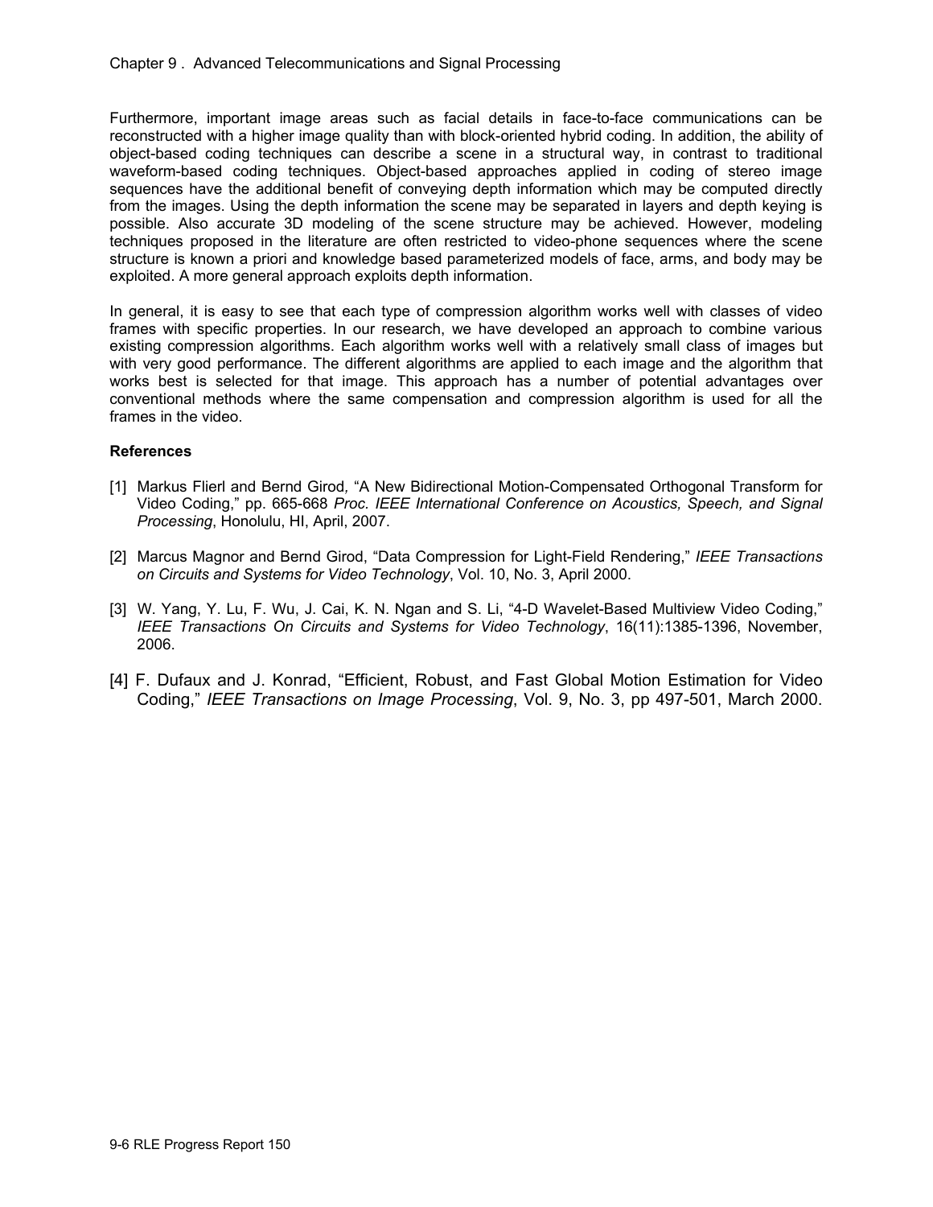Furthermore, important image areas such as facial details in face-to-face communications can be reconstructed with a higher image quality than with block-oriented hybrid coding. In addition, the ability of object-based coding techniques can describe a scene in a structural way, in contrast to traditional waveform-based coding techniques. Object-based approaches applied in coding of stereo image sequences have the additional benefit of conveying depth information which may be computed directly from the images. Using the depth information the scene may be separated in layers and depth keying is possible. Also accurate 3D modeling of the scene structure may be achieved. However, modeling techniques proposed in the literature are often restricted to video-phone sequences where the scene structure is known a priori and knowledge based parameterized models of face, arms, and body may be exploited. A more general approach exploits depth information.

In general, it is easy to see that each type of compression algorithm works well with classes of video frames with specific properties. In our research, we have developed an approach to combine various existing compression algorithms. Each algorithm works well with a relatively small class of images but with very good performance. The different algorithms are applied to each image and the algorithm that works best is selected for that image. This approach has a number of potential advantages over conventional methods where the same compensation and compression algorithm is used for all the frames in the video.

**References**

[1] Markus Flierl and Bernd Girod, "A New Bidirectional Motion-Compensated Orthogonal Transform for Video Coding," pp. 665-668 *Proc. IEEE International Conference on Acoustics, Speech, and Signal Processing*, Honolulu, HI, April, 2007.

[2] Marcus Magnor and Bernd Girod, "Data Compression for Light-Field Rendering," *IEEE Transactions on Circuits and Systems for Video Technology*, Vol. 10, No. 3, April 2000.

[3] W. Yang, Y. Lu, F. Wu, J. Cai, K. N. Ngan and S. Li, "4-D Wavelet-Based Multiview Video Coding," *IEEE Transactions On Circuits and Systems for Video Technology*, 16(11):1385-1396, November, 2006.

[4] F. Dufaux and J. Konrad, "Efficient, Robust, and Fast Global Motion Estimation for Video Coding," *IEEE Transactions on Image Processing*, Vol. 9, No. 3, pp 497-501, March 2000.